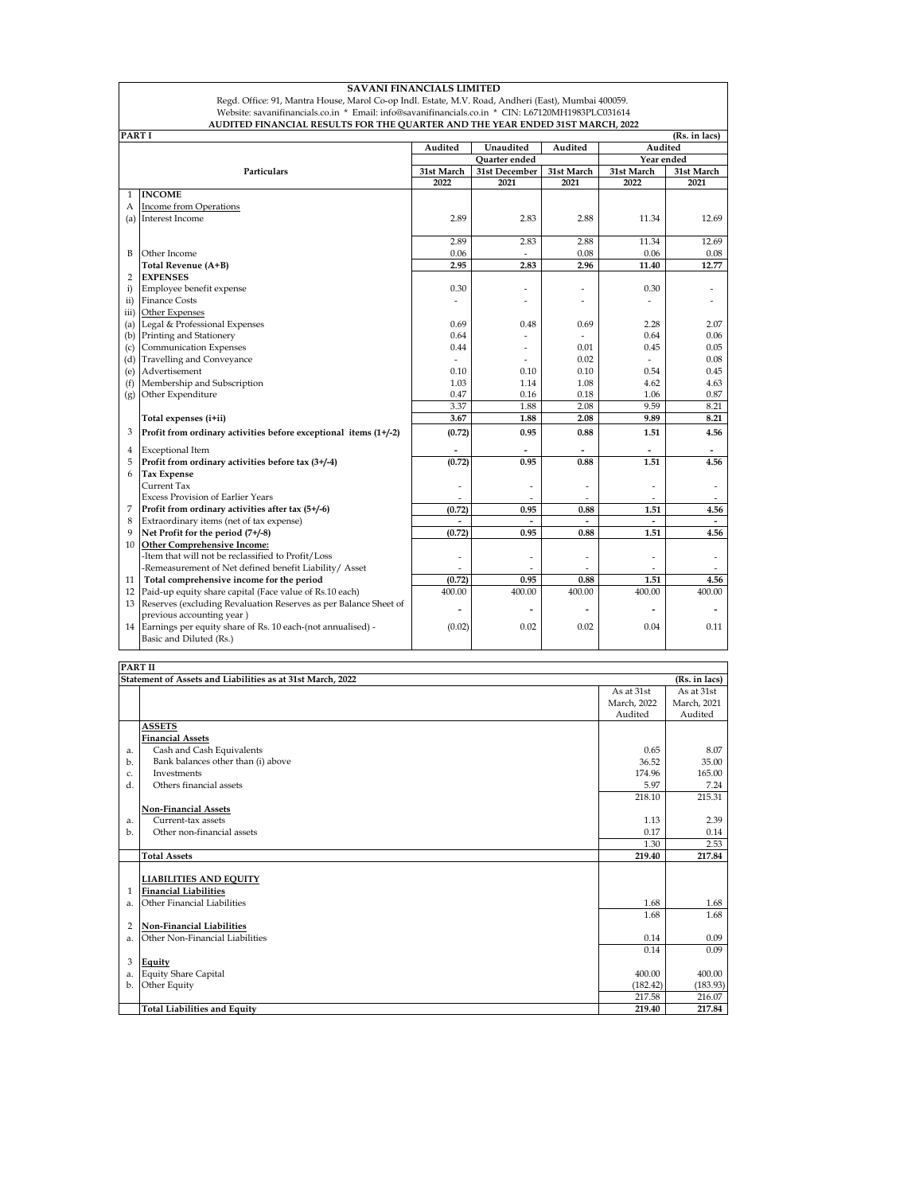**SAVANI FINANCIALS LIMITED**

Regd. Office: 91, Mantra House, Marol Co-op Indl. Estate, M.V. Road, Andheri (East), Mumbai 400059.

Website: savanifinancials.co.in * Email: info@savanifinancials.co.in * CIN: L67120MH1983PLC031614

**AUDITED FINANCIAL RESULTS FOR THE QUARTER AND THE YEAR ENDED 31ST MARCH, 2022**

**PART I** (Rs. in lacs)

| | Particulars | Audited | Unaudited | Audited | Audited | |
|---|---|---|---|---|---|---|
| | | Quarter ended | | | Year ended | |
| | | 31st March 2022 | 31st December 2021 | 31st March 2021 | 31st March 2022 | 31st March 2021 |
| 1 | **INCOME** | | | | | |
| A | Income from Operations | | | | | |
| (a) | Interest Income | 2.89 | 2.83 | 2.88 | 11.34 | 12.69 |
| | | 2.89 | 2.83 | 2.88 | 11.34 | 12.69 |
| B | Other Income | 0.06 | - | 0.08 | 0.06 | 0.08 |
| | **Total Revenue (A+B)** | **2.95** | **2.83** | **2.96** | **11.40** | **12.77** |
| 2 | **EXPENSES** | | | | | |
| i) | Employee benefit expense | 0.30 | - | - | 0.30 | - |
| ii) | Finance Costs | - | - | - | - | - |
| iii) | Other Expenses | | | | | |
| (a) | Legal & Professional Expenses | 0.69 | 0.48 | 0.69 | 2.28 | 2.07 |
| (b) | Printing and Stationery | 0.64 | - | - | 0.64 | 0.06 |
| (c) | Communication Expenses | 0.44 | - | 0.01 | 0.45 | 0.05 |
| (d) | Travelling and Conveyance | - | - | 0.02 | - | 0.08 |
| (e) | Advertisement | 0.10 | 0.10 | 0.10 | 0.54 | 0.45 |
| (f) | Membership and Subscription | 1.03 | 1.14 | 1.08 | 4.62 | 4.63 |
| (g) | Other Expenditure | 0.47 | 0.16 | 0.18 | 1.06 | 0.87 |
| | | 3.37 | 1.88 | 2.08 | 9.59 | 8.21 |
| | **Total expenses (i+ii)** | **3.67** | **1.88** | **2.08** | **9.89** | **8.21** |
| 3 | **Profit from ordinary activities before exceptional items (1+/-2)** | **(0.72)** | **0.95** | **0.88** | **1.51** | **4.56** |
| 4 | Exceptional Item | - | - | - | - | - |
| 5 | **Profit from ordinary activities before tax (3+/-4)** | **(0.72)** | **0.95** | **0.88** | **1.51** | **4.56** |
| 6 | **Tax Expense** | | | | | |
| | Current Tax | - | - | - | - | - |
| | Excess Provision of Earlier Years | - | - | - | - | - |
| 7 | **Profit from ordinary activities after tax (5+/-6)** | **(0.72)** | **0.95** | **0.88** | **1.51** | **4.56** |
| 8 | Extraordinary items (net of tax expense) | - | - | - | - | - |
| 9 | **Net Profit for the period (7+/-8)** | **(0.72)** | **0.95** | **0.88** | **1.51** | **4.56** |
| 10 | **Other Comprehensive Income:** | | | | | |
| | -Item that will not be reclassified to Profit/Loss | - | - | - | - | - |
| | -Remeasurement of Net defined benefit Liability/ Asset | - | - | - | - | - |
| 11 | **Total comprehensive income for the period** | **(0.72)** | **0.95** | **0.88** | **1.51** | **4.56** |
| 12 | Paid-up equity share capital (Face value of Rs.10 each) | 400.00 | 400.00 | 400.00 | 400.00 | 400.00 |
| 13 | Reserves (excluding Revaluation Reserves as per Balance Sheet of previous accounting year ) | - | - | - | - | - |
| 14 | Earnings per equity share of Rs. 10 each-(not annualised) - Basic and Diluted (Rs.) | (0.02) | 0.02 | 0.02 | 0.04 | 0.11 |

**PART II**

**Statement of Assets and Liabilities as at 31st March, 2022** (Rs. in lacs)

| | | As at 31st March, 2022 Audited | As at 31st March, 2021 Audited |
|---|---|---|---|
| | **ASSETS** | | |
| | **Financial Assets** | | |
| a. | Cash and Cash Equivalents | 0.65 | 8.07 |
| b. | Bank balances other than (i) above | 36.52 | 35.00 |
| c. | Investments | 174.96 | 165.00 |
| d. | Others financial assets | 5.97 | 7.24 |
| | | 218.10 | 215.31 |
| | **Non-Financial Assets** | | |
| a. | Current-tax assets | 1.13 | 2.39 |
| b. | Other non-financial assets | 0.17 | 0.14 |
| | | 1.30 | 2.53 |
| | **Total Assets** | **219.40** | **217.84** |
| | **LIABILITIES AND EQUITY** | | |
| 1 | **Financial Liabilities** | | |
| a. | Other Financial Liabilities | 1.68 | 1.68 |
| | | 1.68 | 1.68 |
| 2 | **Non-Financial Liabilities** | | |
| a. | Other Non-Financial Liabilities | 0.14 | 0.09 |
| | | 0.14 | 0.09 |
| 3 | **Equity** | | |
| a. | Equity Share Capital | 400.00 | 400.00 |
| b. | Other Equity | (182.42) | (183.93) |
| | | 217.58 | 216.07 |
| | **Total Liabilities and Equity** | **219.40** | **217.84** |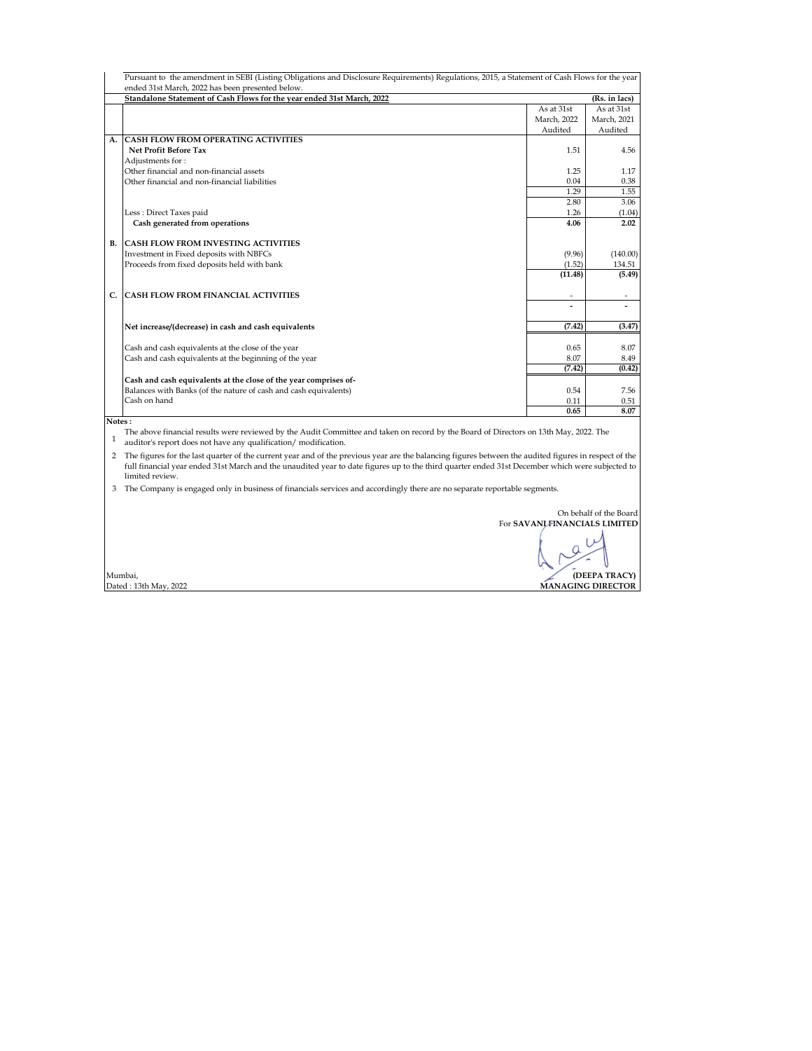Pursuant to the amendment in SEBI (Listing Obligations and Disclosure Requirements) Regulations, 2015, a Statement of Cash Flows for the year ended 31st March, 2022 has been presented below.

**Standalone Statement of Cash Flows for the year ended 31st March, 2022**

(Rs. in lacs)

| | | As at 31st March, 2022 Audited | As at 31st March, 2021 Audited |
|---|---|---|---|
| **A.** | **CASH FLOW FROM OPERATING ACTIVITIES** | | |
| | **Net Profit Before Tax** | 1.51 | 4.56 |
| | Adjustments for : | | |
| | Other financial and non-financial assets | 1.25 | 1.17 |
| | Other financial and non-financial liabilities | 0.04 | 0.38 |
| | | 1.29 | 1.55 |
| | | 2.80 | 3.06 |
| | Less : Direct Taxes paid | 1.26 | (1.04) |
| | **Cash generated from operations** | **4.06** | **2.02** |
| **B.** | **CASH FLOW FROM INVESTING ACTIVITIES** | | |
| | Investment in Fixed deposits with NBFCs | (9.96) | (140.00) |
| | Proceeds from fixed deposits held with bank | (1.52) | 134.51 |
| | | **(11.48)** | **(5.49)** |
| **C.** | **CASH FLOW FROM FINANCIAL ACTIVITIES** | - | - |
| | | **-** | **-** |
| | **Net increase/(decrease) in cash and cash equivalents** | **(7.42)** | **(3.47)** |
| | Cash and cash equivalents at the close of the year | 0.65 | 8.07 |
| | Cash and cash equivalents at the beginning of the year | 8.07 | 8.49 |
| | | **(7.42)** | **(0.42)** |
| | **Cash and cash equivalents at the close of the year comprises of-** | | |
| | Balances with Banks (of the nature of cash and cash equivalents) | 0.54 | 7.56 |
| | Cash on hand | 0.11 | 0.51 |
| | | **0.65** | **8.07** |

**Notes :**

1. The above financial results were reviewed by the Audit Committee and taken on record by the Board of Directors on 13th May, 2022. The auditor's report does not have any qualification/ modification.
2. The figures for the last quarter of the current year and of the previous year are the balancing figures between the audited figures in respect of the full financial year ended 31st March and the unaudited year to date figures up to the third quarter ended 31st December which were subjected to limited review.
3. The Company is engaged only in business of financials services and accordingly there are no separate reportable segments.

On behalf of the Board
For **SAVANI FINANCIALS LIMITED**

**(DEEPA TRACY)**
**MANAGING DIRECTOR**

Mumbai,
Dated : 13th May, 2022